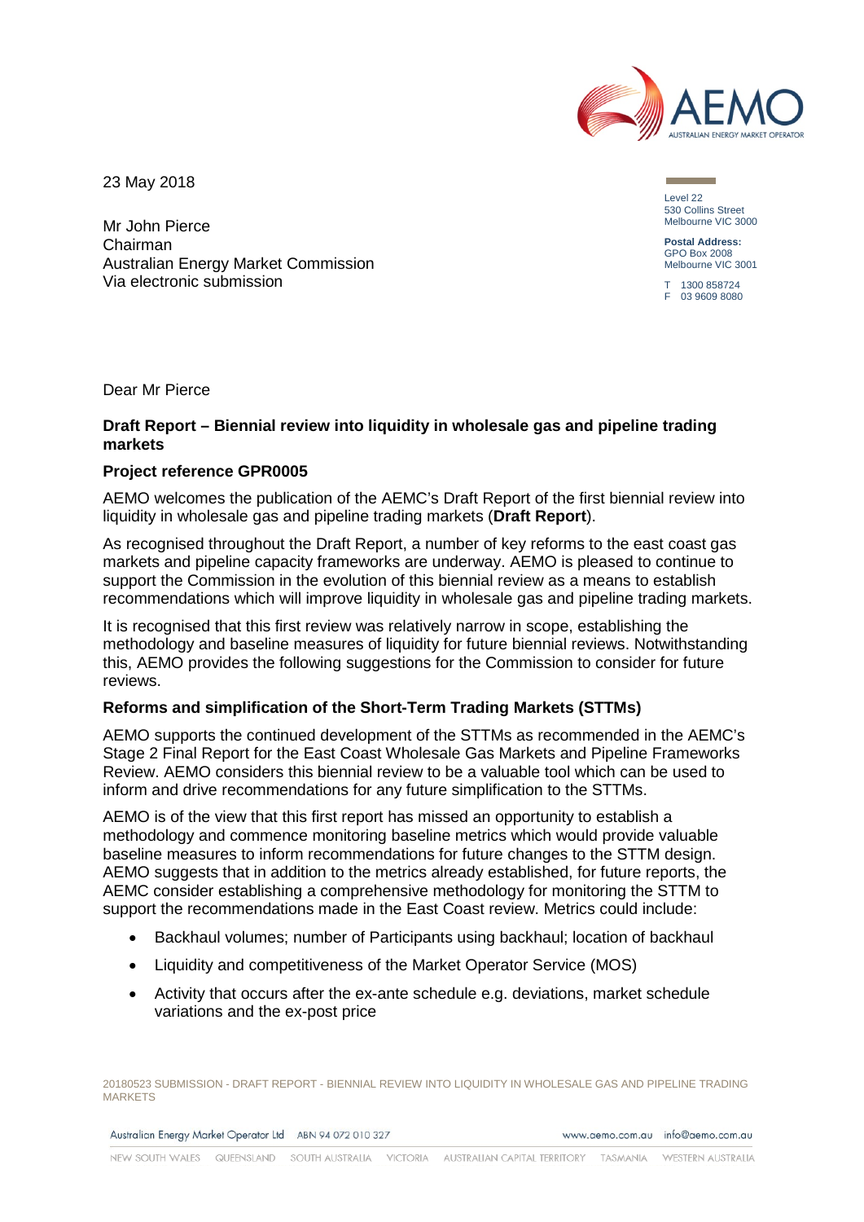23 May 2018

Level 22
530 Collins Street
Melbourne VIC 3000

**Postal Address:**
GPO Box 2008
Melbourne VIC 3001

T 1300 858724
F 03 9609 8080

Mr John Pierce
Chairman
Australian Energy Market Commission
Via electronic submission

Dear Mr Pierce

**Draft Report – Biennial review into liquidity in wholesale gas and pipeline trading markets**

**Project reference GPR0005**

AEMO welcomes the publication of the AEMC's Draft Report of the first biennial review into liquidity in wholesale gas and pipeline trading markets (**Draft Report**).

As recognised throughout the Draft Report, a number of key reforms to the east coast gas markets and pipeline capacity frameworks are underway. AEMO is pleased to continue to support the Commission in the evolution of this biennial review as a means to establish recommendations which will improve liquidity in wholesale gas and pipeline trading markets.

It is recognised that this first review was relatively narrow in scope, establishing the methodology and baseline measures of liquidity for future biennial reviews. Notwithstanding this, AEMO provides the following suggestions for the Commission to consider for future reviews.

**Reforms and simplification of the Short-Term Trading Markets (STTMs)**

AEMO supports the continued development of the STTMs as recommended in the AEMC's Stage 2 Final Report for the East Coast Wholesale Gas Markets and Pipeline Frameworks Review. AEMO considers this biennial review to be a valuable tool which can be used to inform and drive recommendations for any future simplification to the STTMs.

AEMO is of the view that this first report has missed an opportunity to establish a methodology and commence monitoring baseline metrics which would provide valuable baseline measures to inform recommendations for future changes to the STTM design. AEMO suggests that in addition to the metrics already established, for future reports, the AEMC consider establishing a comprehensive methodology for monitoring the STTM to support the recommendations made in the East Coast review. Metrics could include:

- Backhaul volumes; number of Participants using backhaul; location of backhaul
- Liquidity and competitiveness of the Market Operator Service (MOS)
- Activity that occurs after the ex-ante schedule e.g. deviations, market schedule variations and the ex-post price

20180523 SUBMISSION - DRAFT REPORT - BIENNIAL REVIEW INTO LIQUIDITY IN WHOLESALE GAS AND PIPELINE TRADING MARKETS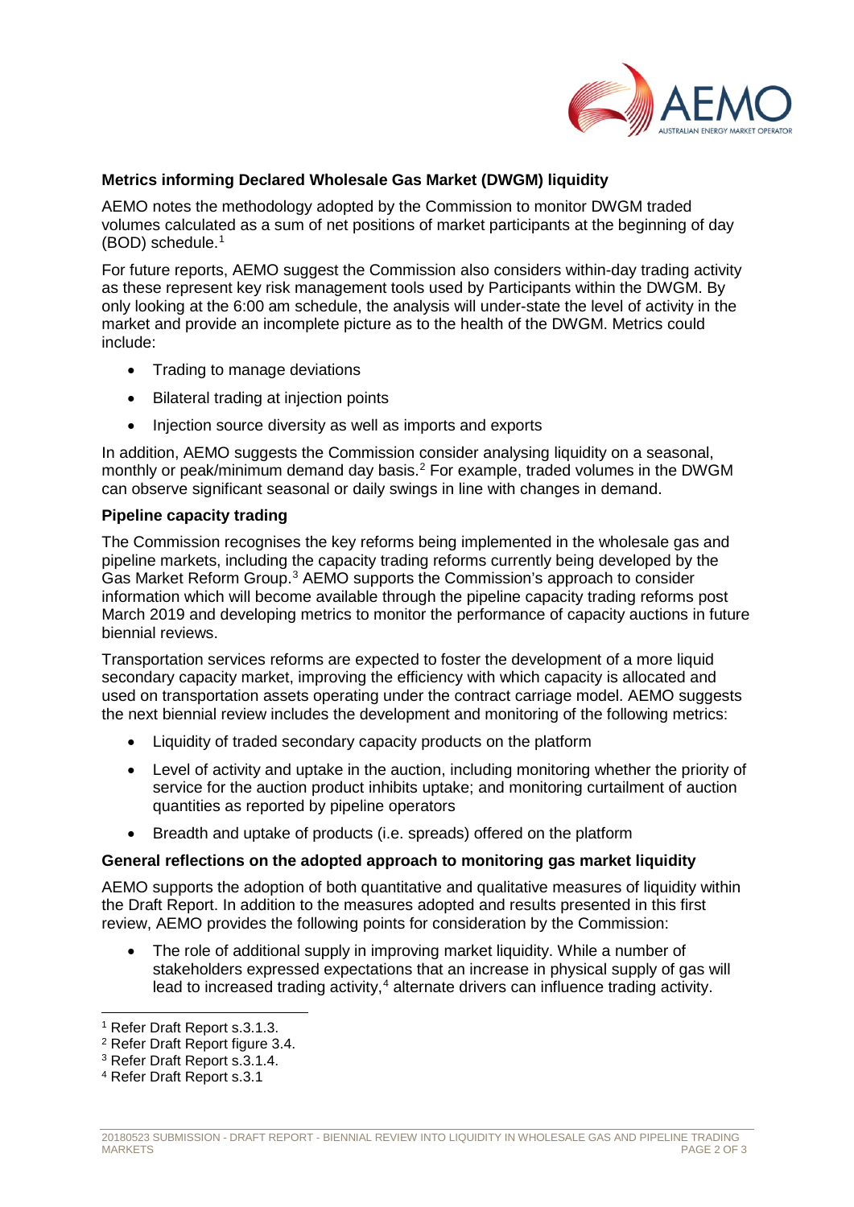**Metrics informing Declared Wholesale Gas Market (DWGM) liquidity**

AEMO notes the methodology adopted by the Commission to monitor DWGM traded volumes calculated as a sum of net positions of market participants at the beginning of day (BOD) schedule.[1]

For future reports, AEMO suggest the Commission also considers within-day trading activity as these represent key risk management tools used by Participants within the DWGM. By only looking at the 6:00 am schedule, the analysis will under-state the level of activity in the market and provide an incomplete picture as to the health of the DWGM. Metrics could include:

- Trading to manage deviations
- Bilateral trading at injection points
- Injection source diversity as well as imports and exports

In addition, AEMO suggests the Commission consider analysing liquidity on a seasonal, monthly or peak/minimum demand day basis.[2] For example, traded volumes in the DWGM can observe significant seasonal or daily swings in line with changes in demand.

**Pipeline capacity trading**

The Commission recognises the key reforms being implemented in the wholesale gas and pipeline markets, including the capacity trading reforms currently being developed by the Gas Market Reform Group.[3] AEMO supports the Commission's approach to consider information which will become available through the pipeline capacity trading reforms post March 2019 and developing metrics to monitor the performance of capacity auctions in future biennial reviews.

Transportation services reforms are expected to foster the development of a more liquid secondary capacity market, improving the efficiency with which capacity is allocated and used on transportation assets operating under the contract carriage model. AEMO suggests the next biennial review includes the development and monitoring of the following metrics:

- Liquidity of traded secondary capacity products on the platform
- Level of activity and uptake in the auction, including monitoring whether the priority of service for the auction product inhibits uptake; and monitoring curtailment of auction quantities as reported by pipeline operators
- Breadth and uptake of products (i.e. spreads) offered on the platform

**General reflections on the adopted approach to monitoring gas market liquidity**

AEMO supports the adoption of both quantitative and qualitative measures of liquidity within the Draft Report. In addition to the measures adopted and results presented in this first review, AEMO provides the following points for consideration by the Commission:

- The role of additional supply in improving market liquidity. While a number of stakeholders expressed expectations that an increase in physical supply of gas will lead to increased trading activity,[4] alternate drivers can influence trading activity.

---

[1] Refer Draft Report s.3.1.3.

[2] Refer Draft Report figure 3.4.

[3] Refer Draft Report s.3.1.4.

[4] Refer Draft Report s.3.1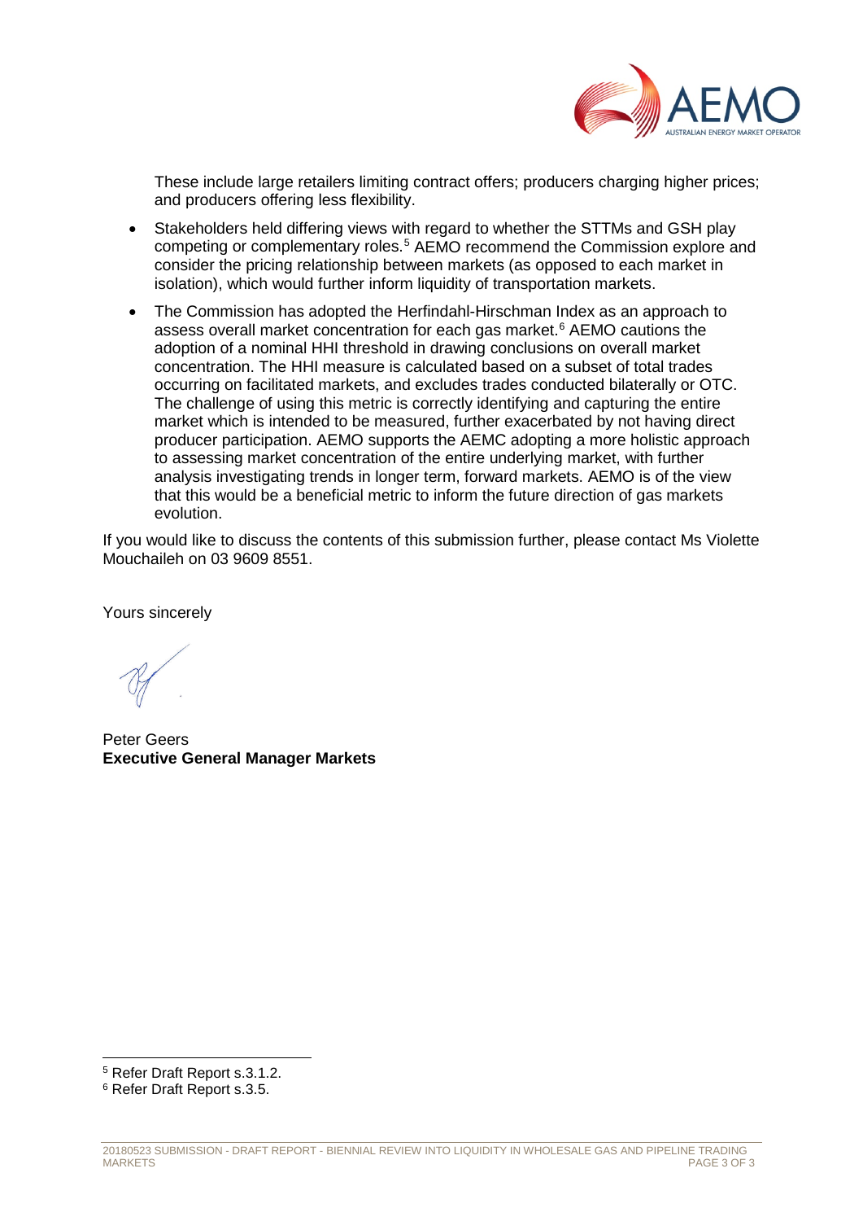These include large retailers limiting contract offers; producers charging higher prices; and producers offering less flexibility.

- Stakeholders held differing views with regard to whether the STTMs and GSH play competing or complementary roles.[5] AEMO recommend the Commission explore and consider the pricing relationship between markets (as opposed to each market in isolation), which would further inform liquidity of transportation markets.
- The Commission has adopted the Herfindahl-Hirschman Index as an approach to assess overall market concentration for each gas market.[6] AEMO cautions the adoption of a nominal HHI threshold in drawing conclusions on overall market concentration. The HHI measure is calculated based on a subset of total trades occurring on facilitated markets, and excludes trades conducted bilaterally or OTC. The challenge of using this metric is correctly identifying and capturing the entire market which is intended to be measured, further exacerbated by not having direct producer participation. AEMO supports the AEMC adopting a more holistic approach to assessing market concentration of the entire underlying market, with further analysis investigating trends in longer term, forward markets. AEMO is of the view that this would be a beneficial metric to inform the future direction of gas markets evolution.

If you would like to discuss the contents of this submission further, please contact Ms Violette Mouchaileh on 03 9609 8551.

Yours sincerely

Peter Geers
**Executive General Manager Markets**

[5] Refer Draft Report s.3.1.2.

[6] Refer Draft Report s.3.5.